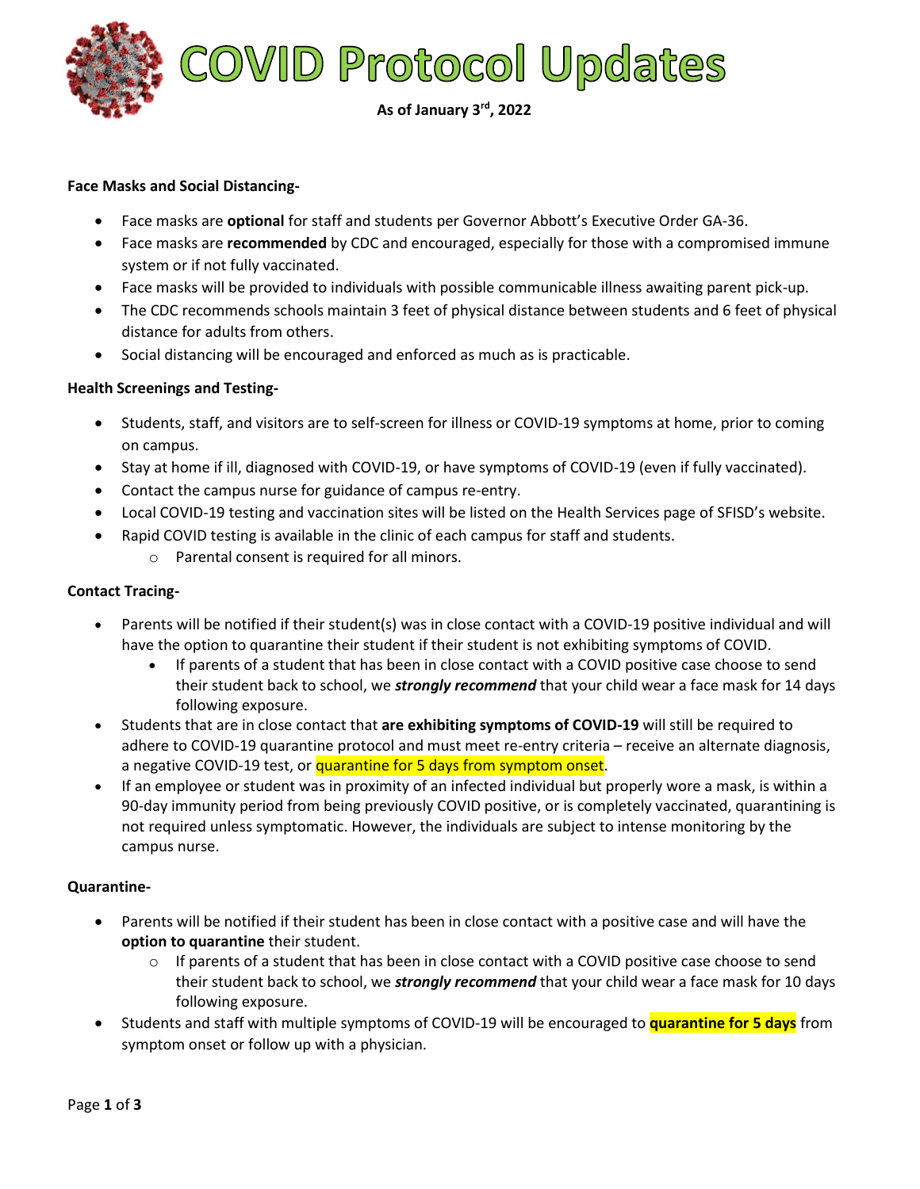# COVID Protocol Updates

**As of January 3rd, 2022**

**Face Masks and Social Distancing-**

- Face masks are **optional** for staff and students per Governor Abbott's Executive Order GA-36.
- Face masks are **recommended** by CDC and encouraged, especially for those with a compromised immune system or if not fully vaccinated.
- Face masks will be provided to individuals with possible communicable illness awaiting parent pick-up.
- The CDC recommends schools maintain 3 feet of physical distance between students and 6 feet of physical distance for adults from others.
- Social distancing will be encouraged and enforced as much as is practicable.

**Health Screenings and Testing-**

- Students, staff, and visitors are to self-screen for illness or COVID-19 symptoms at home, prior to coming on campus.
- Stay at home if ill, diagnosed with COVID-19, or have symptoms of COVID-19 (even if fully vaccinated).
- Contact the campus nurse for guidance of campus re-entry.
- Local COVID-19 testing and vaccination sites will be listed on the Health Services page of SFISD's website.
- Rapid COVID testing is available in the clinic of each campus for staff and students.
  - Parental consent is required for all minors.

**Contact Tracing-**

- Parents will be notified if their student(s) was in close contact with a COVID-19 positive individual and will have the option to quarantine their student if their student is not exhibiting symptoms of COVID.
  - If parents of a student that has been in close contact with a COVID positive case choose to send their student back to school, we ***strongly recommend*** that your child wear a face mask for 14 days following exposure.
- Students that are in close contact that **are exhibiting symptoms of COVID-19** will still be required to adhere to COVID-19 quarantine protocol and must meet re-entry criteria – receive an alternate diagnosis, a negative COVID-19 test, or quarantine for 5 days from symptom onset.
- If an employee or student was in proximity of an infected individual but properly wore a mask, is within a 90-day immunity period from being previously COVID positive, or is completely vaccinated, quarantining is not required unless symptomatic. However, the individuals are subject to intense monitoring by the campus nurse.

**Quarantine-**

- Parents will be notified if their student has been in close contact with a positive case and will have the **option to quarantine** their student.
  - If parents of a student that has been in close contact with a COVID positive case choose to send their student back to school, we ***strongly recommend*** that your child wear a face mask for 10 days following exposure.
- Students and staff with multiple symptoms of COVID-19 will be encouraged to **quarantine for 5 days** from symptom onset or follow up with a physician.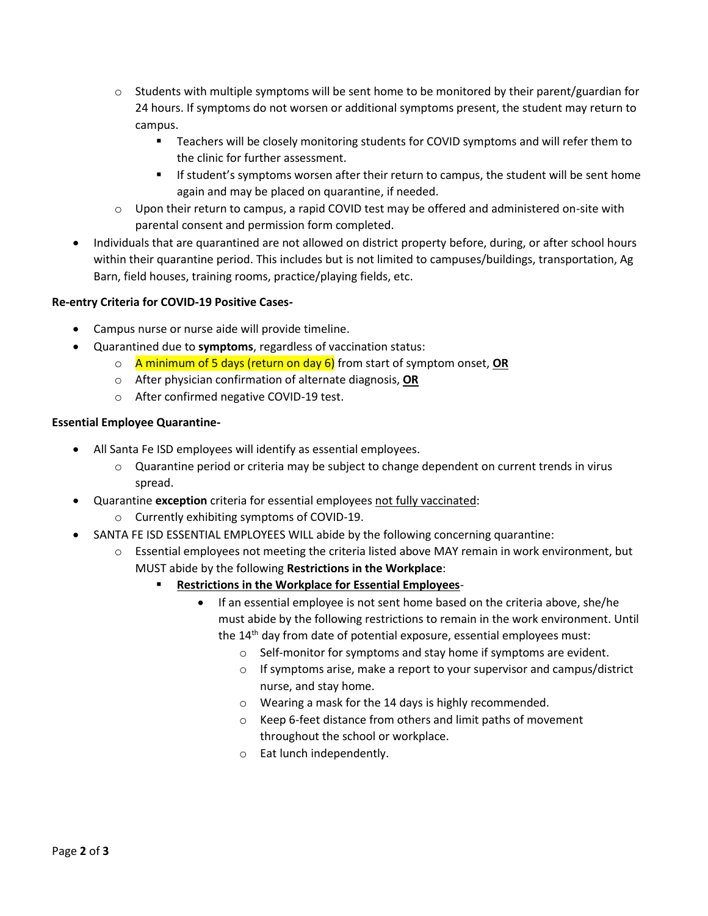- Students with multiple symptoms will be sent home to be monitored by their parent/guardian for 24 hours. If symptoms do not worsen or additional symptoms present, the student may return to campus.
    - Teachers will be closely monitoring students for COVID symptoms and will refer them to the clinic for further assessment.
    - If student's symptoms worsen after their return to campus, the student will be sent home again and may be placed on quarantine, if needed.
  - Upon their return to campus, a rapid COVID test may be offered and administered on-site with parental consent and permission form completed.
- Individuals that are quarantined are not allowed on district property before, during, or after school hours within their quarantine period. This includes but is not limited to campuses/buildings, transportation, Ag Barn, field houses, training rooms, practice/playing fields, etc.

**Re-entry Criteria for COVID-19 Positive Cases-**

- Campus nurse or nurse aide will provide timeline.
- Quarantined due to **symptoms**, regardless of vaccination status:
  - A minimum of 5 days (return on day 6) from start of symptom onset, <u>**OR**</u>
  - After physician confirmation of alternate diagnosis, <u>**OR**</u>
  - After confirmed negative COVID-19 test.

**Essential Employee Quarantine-**

- All Santa Fe ISD employees will identify as essential employees.
  - Quarantine period or criteria may be subject to change dependent on current trends in virus spread.
- Quarantine **exception** criteria for essential employees <u>not fully vaccinated</u>:
  - Currently exhibiting symptoms of COVID-19.
- SANTA FE ISD ESSENTIAL EMPLOYEES WILL abide by the following concerning quarantine:
  - Essential employees not meeting the criteria listed above MAY remain in work environment, but MUST abide by the following **Restrictions in the Workplace**:
    - <u>**Restrictions in the Workplace for Essential Employees**</u>-
      - If an essential employee is not sent home based on the criteria above, she/he must abide by the following restrictions to remain in the work environment. Until the 14th day from date of potential exposure, essential employees must:
        - Self-monitor for symptoms and stay home if symptoms are evident.
        - If symptoms arise, make a report to your supervisor and campus/district nurse, and stay home.
        - Wearing a mask for the 14 days is highly recommended.
        - Keep 6-feet distance from others and limit paths of movement throughout the school or workplace.
        - Eat lunch independently.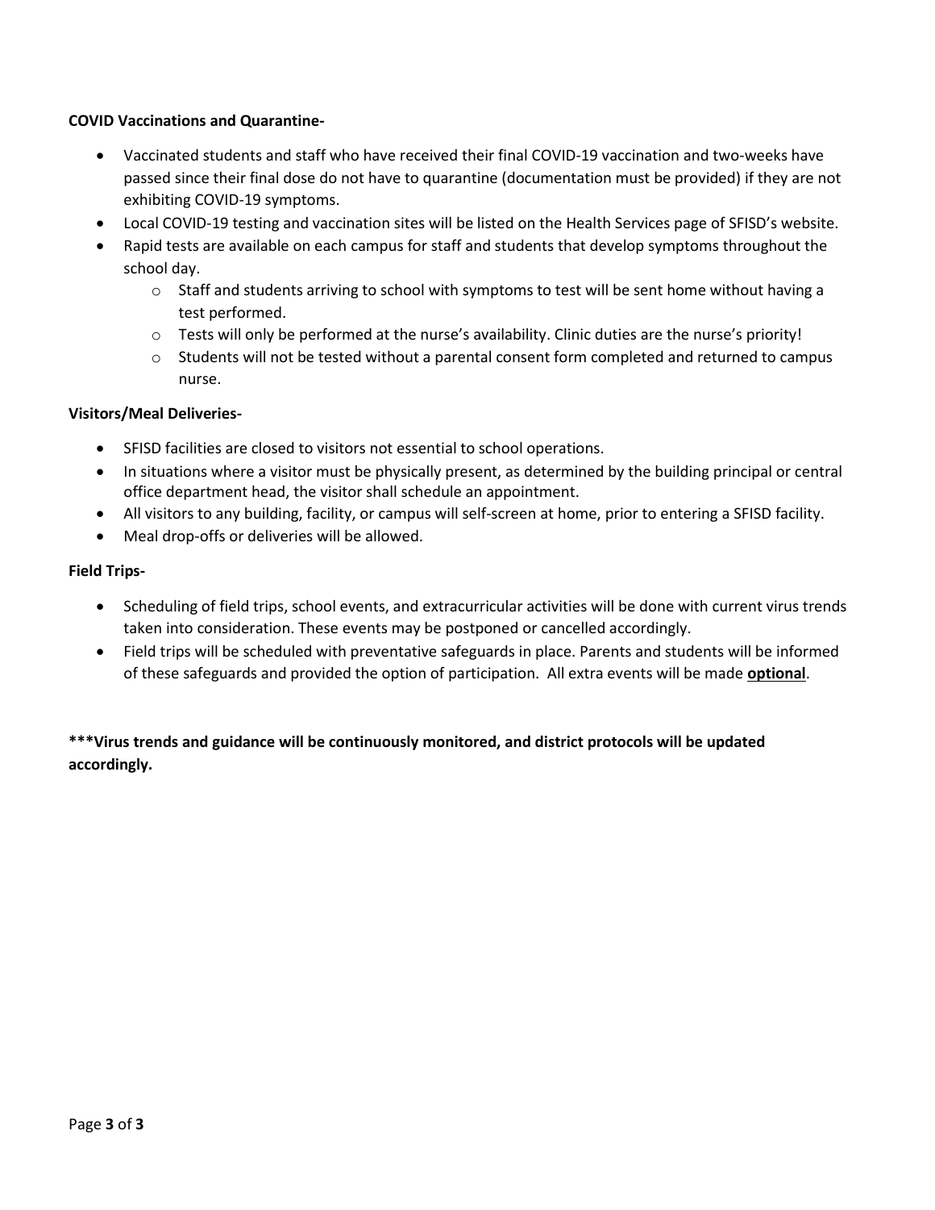**COVID Vaccinations and Quarantine-**

- Vaccinated students and staff who have received their final COVID-19 vaccination and two-weeks have passed since their final dose do not have to quarantine (documentation must be provided) if they are not exhibiting COVID-19 symptoms.
- Local COVID-19 testing and vaccination sites will be listed on the Health Services page of SFISD's website.
- Rapid tests are available on each campus for staff and students that develop symptoms throughout the school day.
  - Staff and students arriving to school with symptoms to test will be sent home without having a test performed.
  - Tests will only be performed at the nurse's availability. Clinic duties are the nurse's priority!
  - Students will not be tested without a parental consent form completed and returned to campus nurse.

**Visitors/Meal Deliveries-**

- SFISD facilities are closed to visitors not essential to school operations.
- In situations where a visitor must be physically present, as determined by the building principal or central office department head, the visitor shall schedule an appointment.
- All visitors to any building, facility, or campus will self-screen at home, prior to entering a SFISD facility.
- Meal drop-offs or deliveries will be allowed.

**Field Trips-**

- Scheduling of field trips, school events, and extracurricular activities will be done with current virus trends taken into consideration. These events may be postponed or cancelled accordingly.
- Field trips will be scheduled with preventative safeguards in place. Parents and students will be informed of these safeguards and provided the option of participation. All extra events will be made **optional**.

**\*\*\*Virus trends and guidance will be continuously monitored, and district protocols will be updated accordingly.**